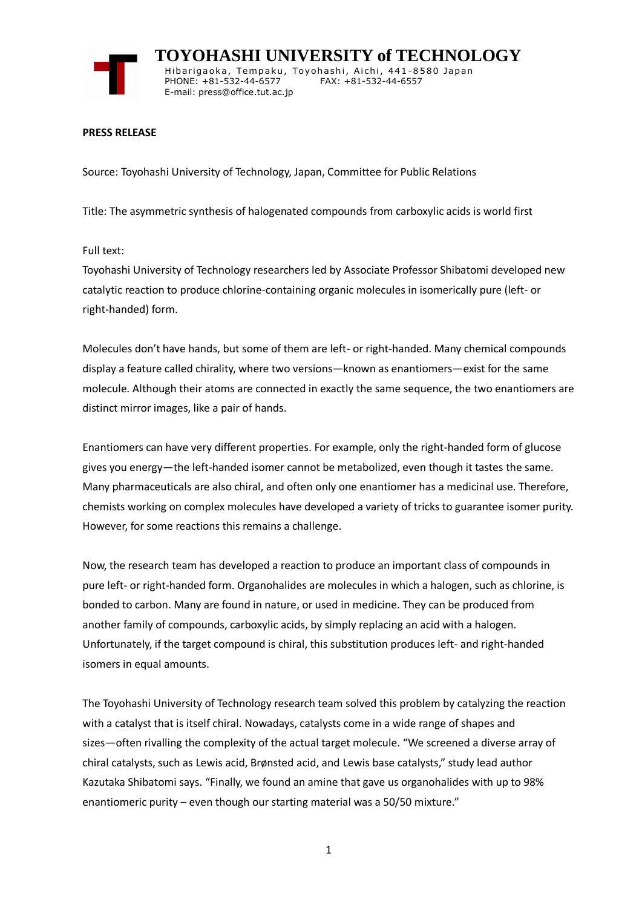**TOYOHASHI UNIVERSITY of TECHNOLOGY**

Hibarigaoka, Tempaku, Toyohashi, Aichi, 441-8580 Japan
PHONE: +81-532-44-6577 FAX: +81-532-44-6557
E-mail: press@office.tut.ac.jp

**PRESS RELEASE**

Source: Toyohashi University of Technology, Japan, Committee for Public Relations

Title: The asymmetric synthesis of halogenated compounds from carboxylic acids is world first

Full text:
Toyohashi University of Technology researchers led by Associate Professor Shibatomi developed new catalytic reaction to produce chlorine-containing organic molecules in isomerically pure (left- or right-handed) form.

Molecules don't have hands, but some of them are left- or right-handed. Many chemical compounds display a feature called chirality, where two versions—known as enantiomers—exist for the same molecule. Although their atoms are connected in exactly the same sequence, the two enantiomers are distinct mirror images, like a pair of hands.

Enantiomers can have very different properties. For example, only the right-handed form of glucose gives you energy—the left-handed isomer cannot be metabolized, even though it tastes the same. Many pharmaceuticals are also chiral, and often only one enantiomer has a medicinal use. Therefore, chemists working on complex molecules have developed a variety of tricks to guarantee isomer purity. However, for some reactions this remains a challenge.

Now, the research team has developed a reaction to produce an important class of compounds in pure left- or right-handed form. Organohalides are molecules in which a halogen, such as chlorine, is bonded to carbon. Many are found in nature, or used in medicine. They can be produced from another family of compounds, carboxylic acids, by simply replacing an acid with a halogen. Unfortunately, if the target compound is chiral, this substitution produces left- and right-handed isomers in equal amounts.

The Toyohashi University of Technology research team solved this problem by catalyzing the reaction with a catalyst that is itself chiral. Nowadays, catalysts come in a wide range of shapes and sizes—often rivalling the complexity of the actual target molecule. "We screened a diverse array of chiral catalysts, such as Lewis acid, Brønsted acid, and Lewis base catalysts," study lead author Kazutaka Shibatomi says. "Finally, we found an amine that gave us organohalides with up to 98% enantiomeric purity – even though our starting material was a 50/50 mixture."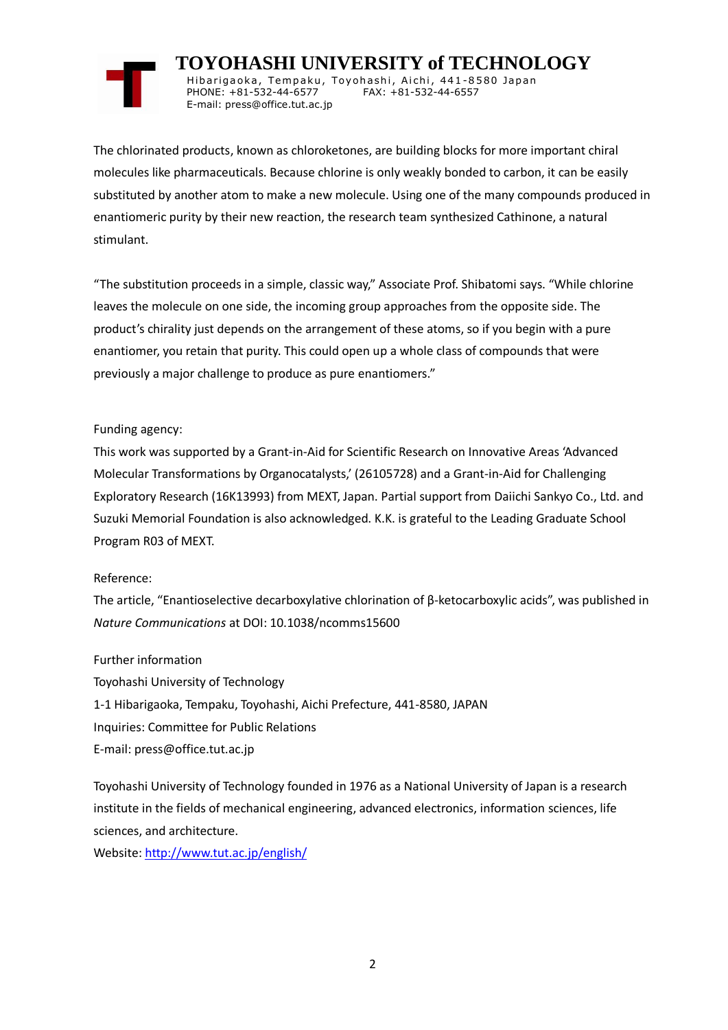The chlorinated products, known as chloroketones, are building blocks for more important chiral molecules like pharmaceuticals. Because chlorine is only weakly bonded to carbon, it can be easily substituted by another atom to make a new molecule. Using one of the many compounds produced in enantiomeric purity by their new reaction, the research team synthesized Cathinone, a natural stimulant.

"The substitution proceeds in a simple, classic way," Associate Prof. Shibatomi says. "While chlorine leaves the molecule on one side, the incoming group approaches from the opposite side. The product's chirality just depends on the arrangement of these atoms, so if you begin with a pure enantiomer, you retain that purity. This could open up a whole class of compounds that were previously a major challenge to produce as pure enantiomers."

Funding agency:

This work was supported by a Grant-in-Aid for Scientific Research on Innovative Areas 'Advanced Molecular Transformations by Organocatalysts,' (26105728) and a Grant-in-Aid for Challenging Exploratory Research (16K13993) from MEXT, Japan. Partial support from Daiichi Sankyo Co., Ltd. and Suzuki Memorial Foundation is also acknowledged. K.K. is grateful to the Leading Graduate School Program R03 of MEXT.

Reference:

The article, "Enantioselective decarboxylative chlorination of β-ketocarboxylic acids", was published in *Nature Communications* at DOI: 10.1038/ncomms15600

Further information

Toyohashi University of Technology

1-1 Hibarigaoka, Tempaku, Toyohashi, Aichi Prefecture, 441-8580, JAPAN

Inquiries: Committee for Public Relations

E-mail: press@office.tut.ac.jp

Toyohashi University of Technology founded in 1976 as a National University of Japan is a research institute in the fields of mechanical engineering, advanced electronics, information sciences, life sciences, and architecture.

Website: [http://www.tut.ac.jp/english/](http://www.tut.ac.jp/english/)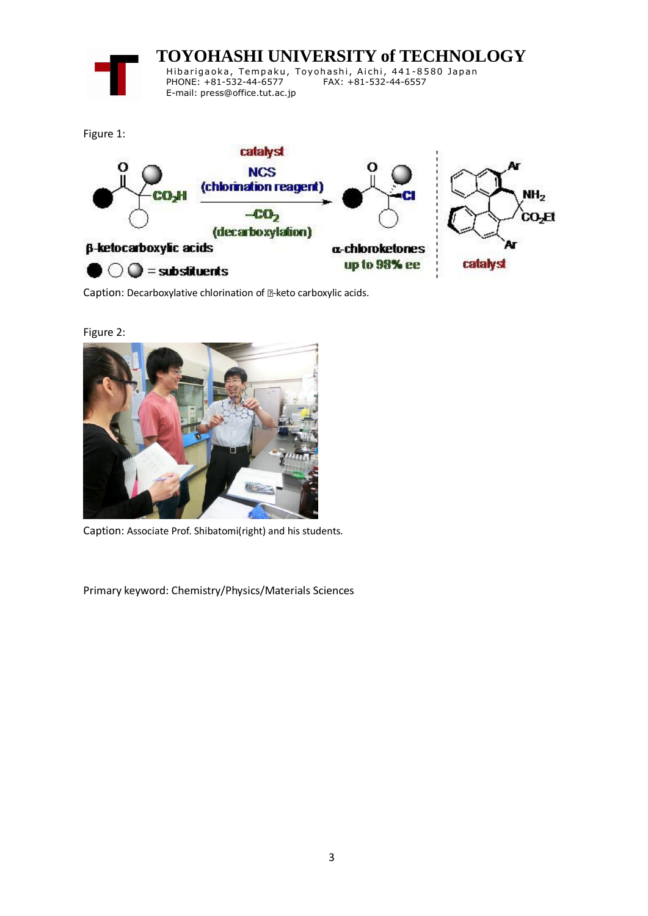Figure 1:

catalyst

NCS

(chlorination reagent)

$-CO_2$

(decarboxylation)

β-ketocarboxylic acids

= substituents

α-chloroketones

up to 98% ee

catalyst

Caption: Decarboxylative chlorination of ?-keto carboxylic acids.

Figure 2:

Caption: Associate Prof. Shibatomi(right) and his students.

Primary keyword: Chemistry/Physics/Materials Sciences